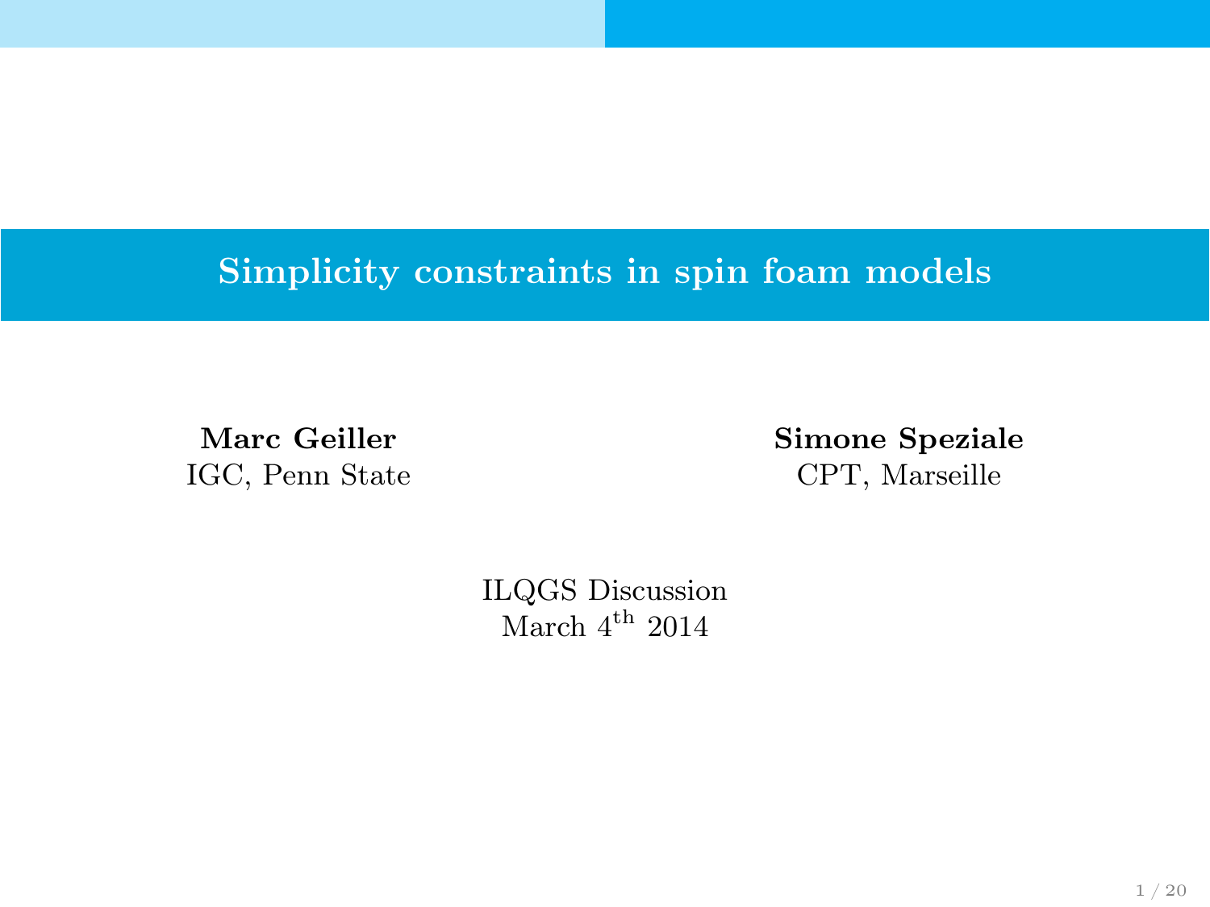# Simplicity constraints in spin foam models

**Marc Geiller**
IGC, Penn State

**Simone Speziale**
CPT, Marseille

ILQGS Discussion
March 4$^{\text{th}}$ 2014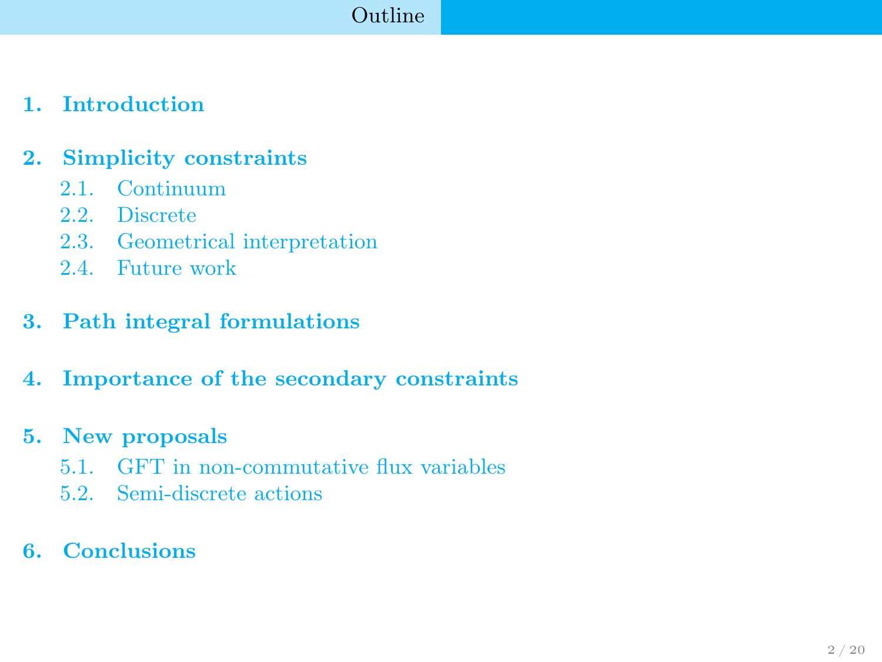# Outline

1. **Introduction**

2. **Simplicity constraints**
   - 2.1. Continuum
   - 2.2. Discrete
   - 2.3. Geometrical interpretation
   - 2.4. Future work

3. **Path integral formulations**

4. **Importance of the secondary constraints**

5. **New proposals**
   - 5.1. GFT in non-commutative flux variables
   - 5.2. Semi-discrete actions

6. **Conclusions**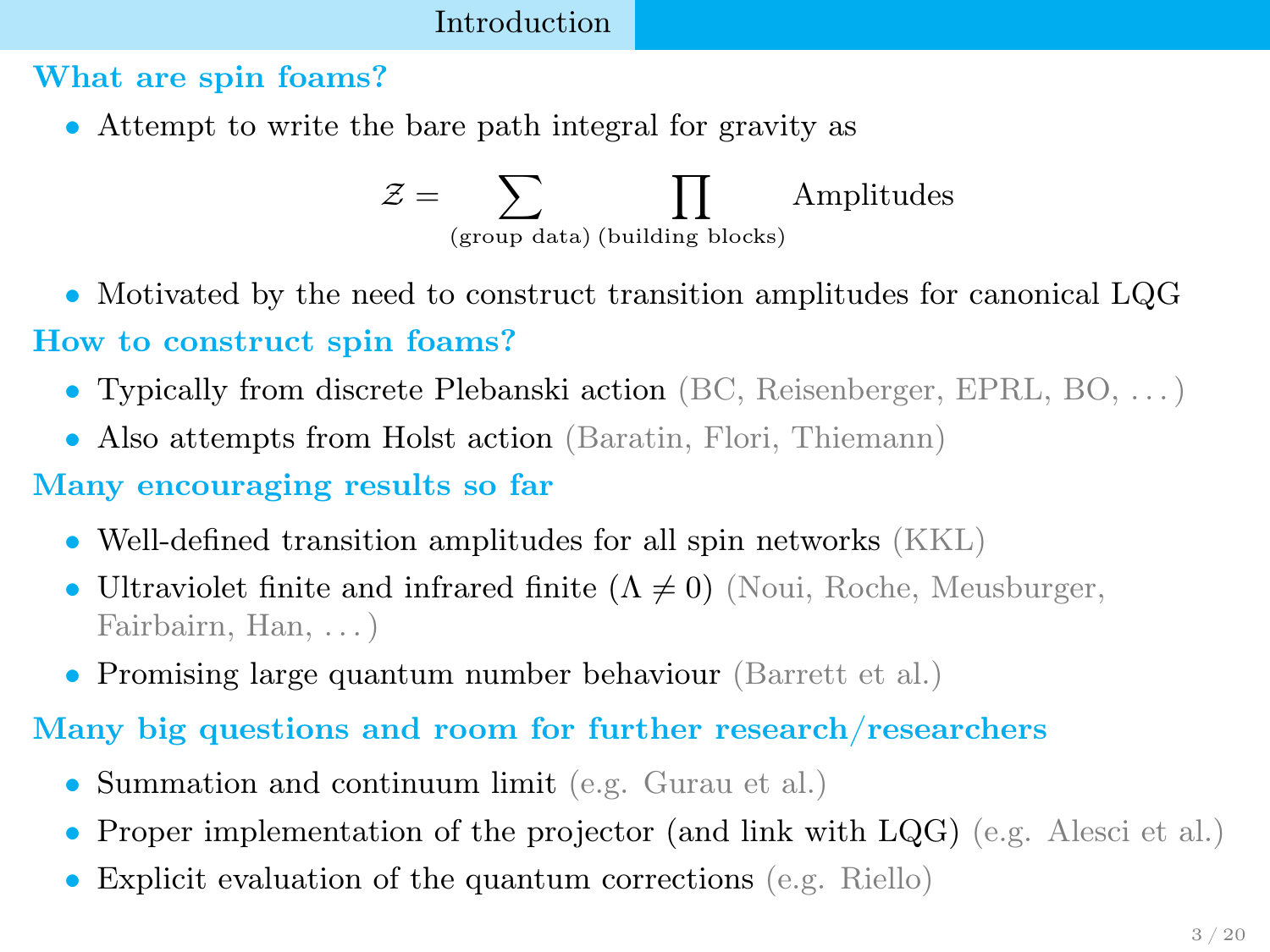## Introduction

### What are spin foams?

- Attempt to write the bare path integral for gravity as

$$\mathcal{Z} = \sum_{\text{(group data)}} \prod_{\text{(building blocks)}} \text{Amplitudes}$$

- Motivated by the need to construct transition amplitudes for canonical LQG

### How to construct spin foams?

- Typically from discrete Plebanski action (BC, Reisenberger, EPRL, BO, ...)
- Also attempts from Holst action (Baratin, Flori, Thiemann)

### Many encouraging results so far

- Well-defined transition amplitudes for all spin networks (KKL)
- Ultraviolet finite and infrared finite ($\Lambda \neq 0$) (Noui, Roche, Meusburger, Fairbairn, Han, ...)
- Promising large quantum number behaviour (Barrett et al.)

### Many big questions and room for further research/researchers

- Summation and continuum limit (e.g. Gurau et al.)
- Proper implementation of the projector (and link with LQG) (e.g. Alesci et al.)
- Explicit evaluation of the quantum corrections (e.g. Riello)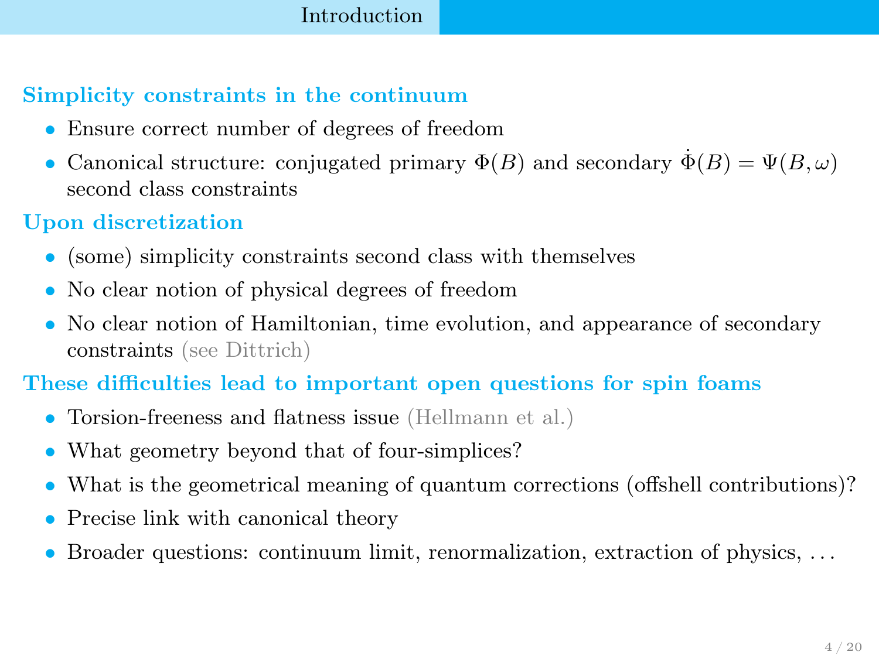## Simplicity constraints in the continuum

- Ensure correct number of degrees of freedom
- Canonical structure: conjugated primary $\Phi(B)$ and secondary $\dot{\Phi}(B) = \Psi(B, \omega)$ second class constraints

## Upon discretization

- (some) simplicity constraints second class with themselves
- No clear notion of physical degrees of freedom
- No clear notion of Hamiltonian, time evolution, and appearance of secondary constraints (see Dittrich)

## These difficulties lead to important open questions for spin foams

- Torsion-freeness and flatness issue (Hellmann et al.)
- What geometry beyond that of four-simplices?
- What is the geometrical meaning of quantum corrections (offshell contributions)?
- Precise link with canonical theory
- Broader questions: continuum limit, renormalization, extraction of physics, ...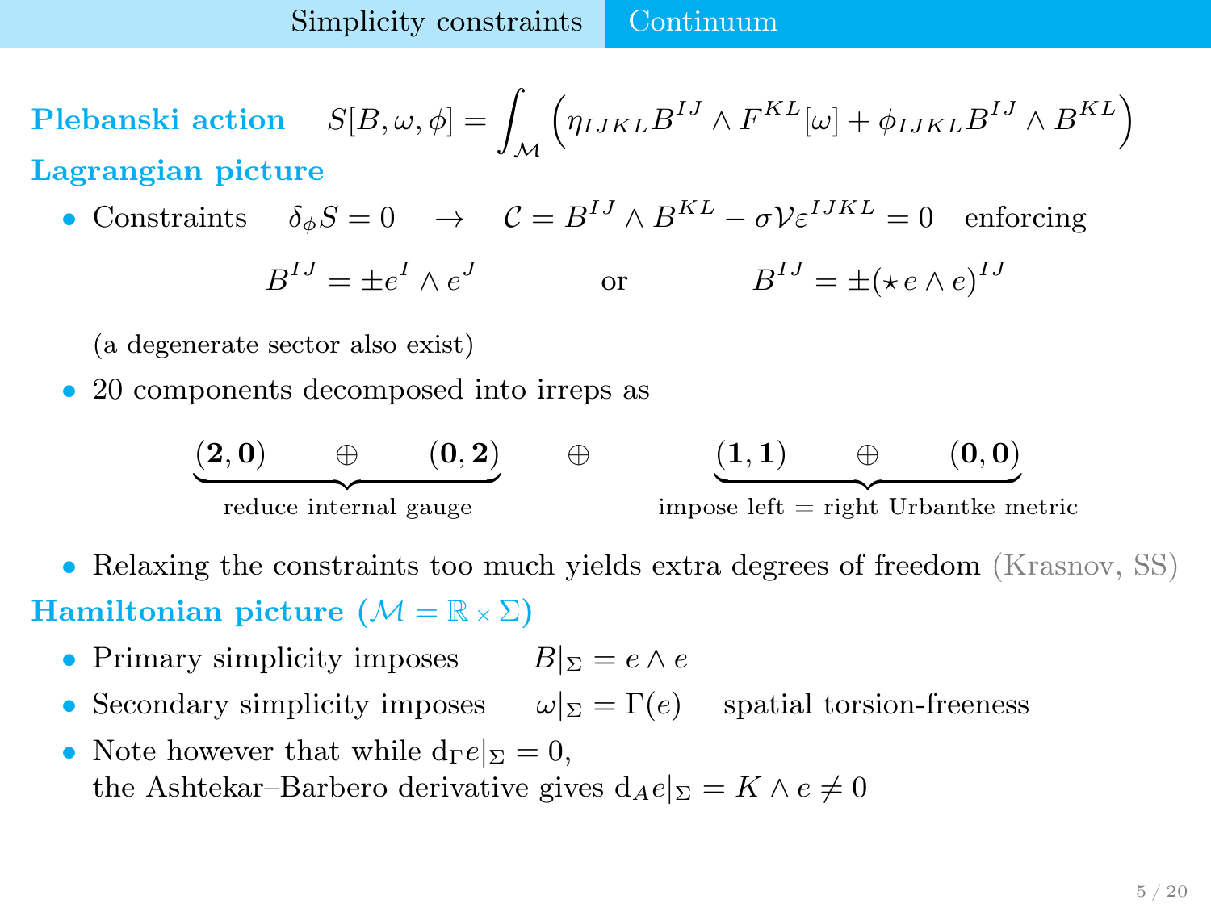**Plebanski action** $S[B, \omega, \phi] = \int_{\mathcal{M}} \Big( \eta_{IJKL} B^{IJ} \wedge F^{KL}[\omega] + \phi_{IJKL} B^{IJ} \wedge B^{KL} \Big)$

**Lagrangian picture**

- Constraints $\delta_\phi S = 0 \quad \rightarrow \quad \mathcal{C} = B^{IJ} \wedge B^{KL} - \sigma \mathcal{V} \varepsilon^{IJKL} = 0$ enforcing

  $$B^{IJ} = \pm e^I \wedge e^J \qquad \text{or} \qquad B^{IJ} = \pm (\star\, e \wedge e)^{IJ}$$

  (a degenerate sector also exist)

- 20 components decomposed into irreps as

  $$\underbrace{(\mathbf{2}, \mathbf{0}) \quad \oplus \quad (\mathbf{0}, \mathbf{2})}_{\text{reduce internal gauge}} \quad \oplus \quad \underbrace{(\mathbf{1}, \mathbf{1}) \quad \oplus \quad (\mathbf{0}, \mathbf{0})}_{\text{impose left = right Urbantke metric}}$$

- Relaxing the constraints too much yields extra degrees of freedom (Krasnov, SS)

**Hamiltonian picture ($\mathcal{M} = \mathbb{R} \times \Sigma$)**

- Primary simplicity imposes $B|_\Sigma = e \wedge e$
- Secondary simplicity imposes $\omega|_\Sigma = \Gamma(e)$ spatial torsion-freeness
- Note however that while $\mathrm{d}_\Gamma e|_\Sigma = 0$,
  the Ashtekar–Barbero derivative gives $\mathrm{d}_A e|_\Sigma = K \wedge e \neq 0$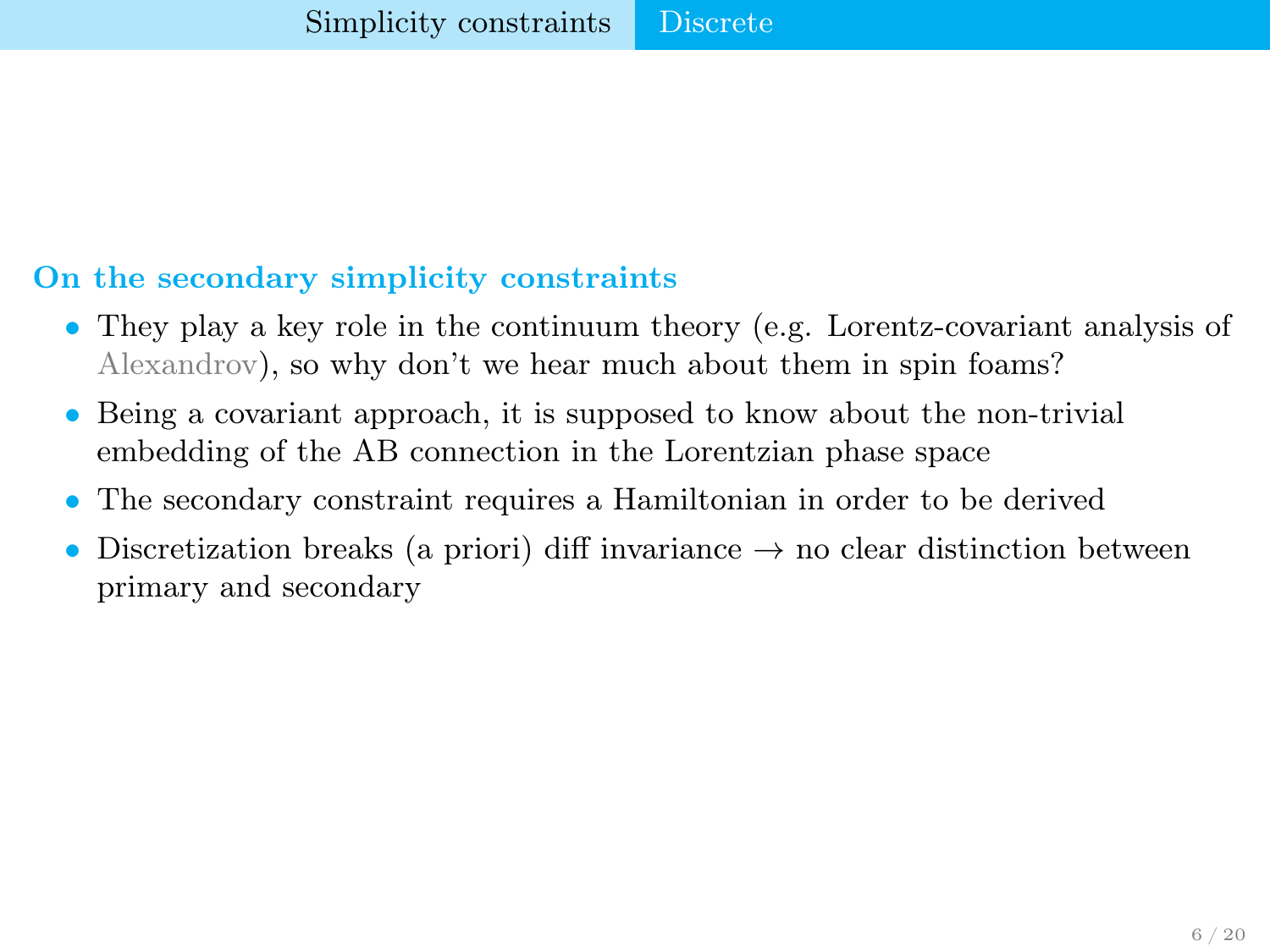### On the secondary simplicity constraints

- They play a key role in the continuum theory (e.g. Lorentz-covariant analysis of Alexandrov), so why don't we hear much about them in spin foams?
- Being a covariant approach, it is supposed to know about the non-trivial embedding of the AB connection in the Lorentzian phase space
- The secondary constraint requires a Hamiltonian in order to be derived
- Discretization breaks (a priori) diff invariance → no clear distinction between primary and secondary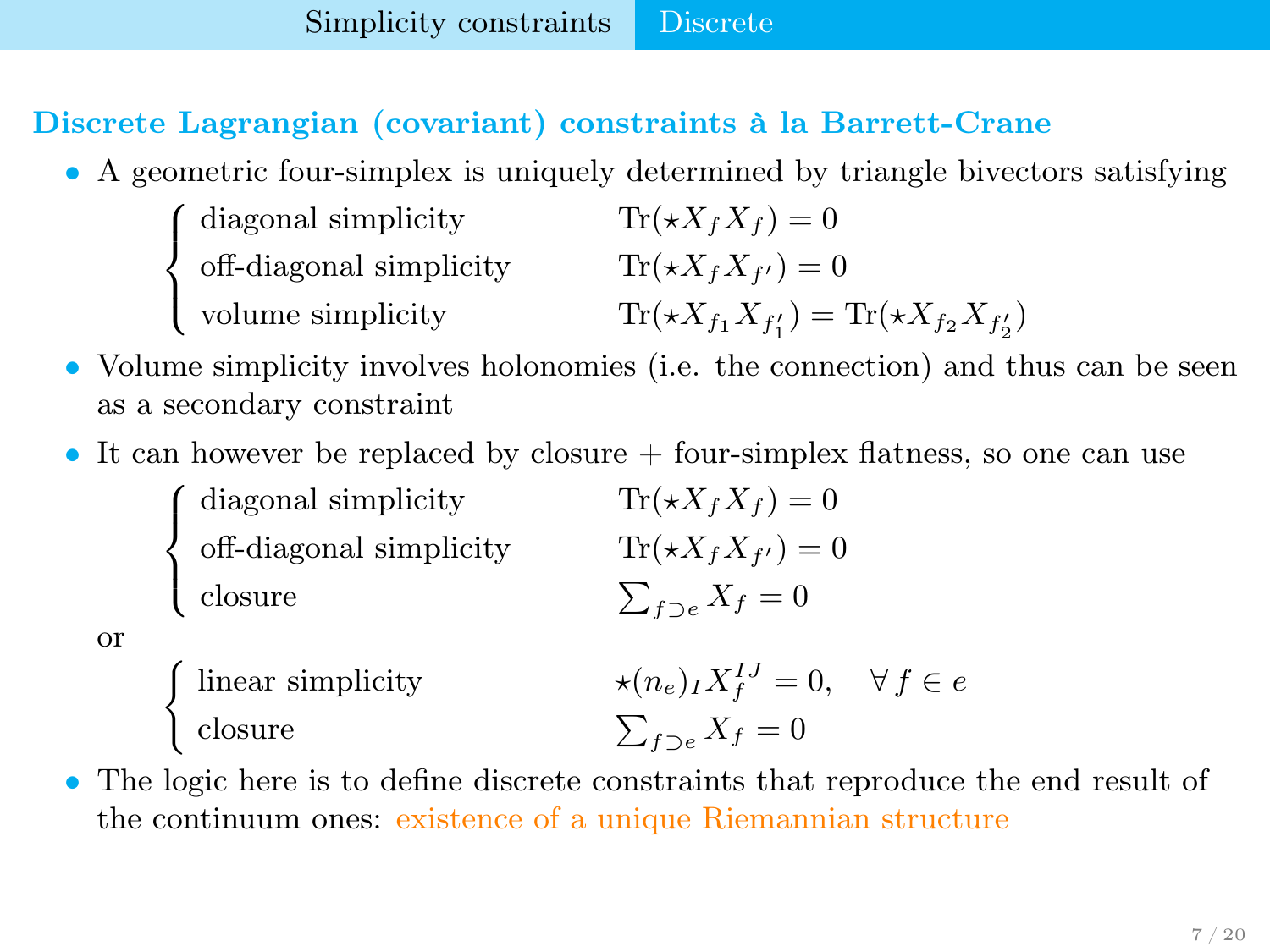## Discrete Lagrangian (covariant) constraints à la Barrett-Crane

- A geometric four-simplex is uniquely determined by triangle bivectors satisfying

$$
\begin{cases}
\text{diagonal simplicity} & \mathrm{Tr}(\star X_f X_f) = 0 \\
\text{off-diagonal simplicity} & \mathrm{Tr}(\star X_f X_{f'}) = 0 \\
\text{volume simplicity} & \mathrm{Tr}(\star X_{f_1} X_{f_1'}) = \mathrm{Tr}(\star X_{f_2} X_{f_2'})
\end{cases}
$$

- Volume simplicity involves holonomies (i.e. the connection) and thus can be seen as a secondary constraint
- It can however be replaced by closure + four-simplex flatness, so one can use

$$
\begin{cases}
\text{diagonal simplicity} & \mathrm{Tr}(\star X_f X_f) = 0 \\
\text{off-diagonal simplicity} & \mathrm{Tr}(\star X_f X_{f'}) = 0 \\
\text{closure} & \sum_{f \supset e} X_f = 0
\end{cases}
$$

or

$$
\begin{cases}
\text{linear simplicity} & \star (n_e)_I X_f^{IJ} = 0, \quad \forall\, f \in e \\
\text{closure} & \sum_{f \supset e} X_f = 0
\end{cases}
$$

- The logic here is to define discrete constraints that reproduce the end result of the continuum ones: existence of a unique Riemannian structure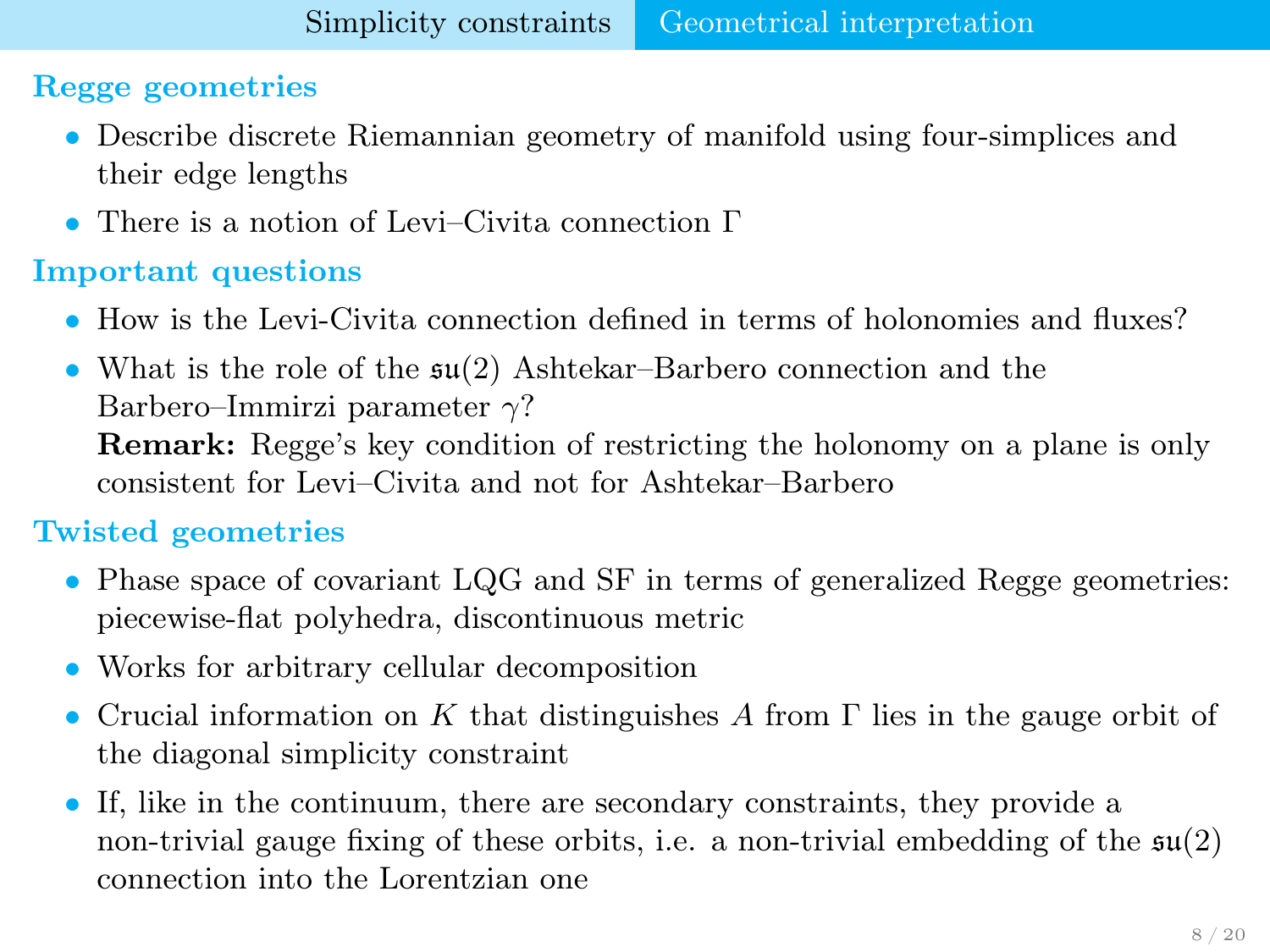## Regge geometries

- Describe discrete Riemannian geometry of manifold using four-simplices and their edge lengths
- There is a notion of Levi–Civita connection $\Gamma$

## Important questions

- How is the Levi-Civita connection defined in terms of holonomies and fluxes?
- What is the role of the $\mathfrak{su}(2)$ Ashtekar–Barbero connection and the Barbero–Immirzi parameter $\gamma$?
  **Remark:** Regge's key condition of restricting the holonomy on a plane is only consistent for Levi–Civita and not for Ashtekar–Barbero

## Twisted geometries

- Phase space of covariant LQG and SF in terms of generalized Regge geometries: piecewise-flat polyhedra, discontinuous metric
- Works for arbitrary cellular decomposition
- Crucial information on $K$ that distinguishes $A$ from $\Gamma$ lies in the gauge orbit of the diagonal simplicity constraint
- If, like in the continuum, there are secondary constraints, they provide a non-trivial gauge fixing of these orbits, i.e. a non-trivial embedding of the $\mathfrak{su}(2)$ connection into the Lorentzian one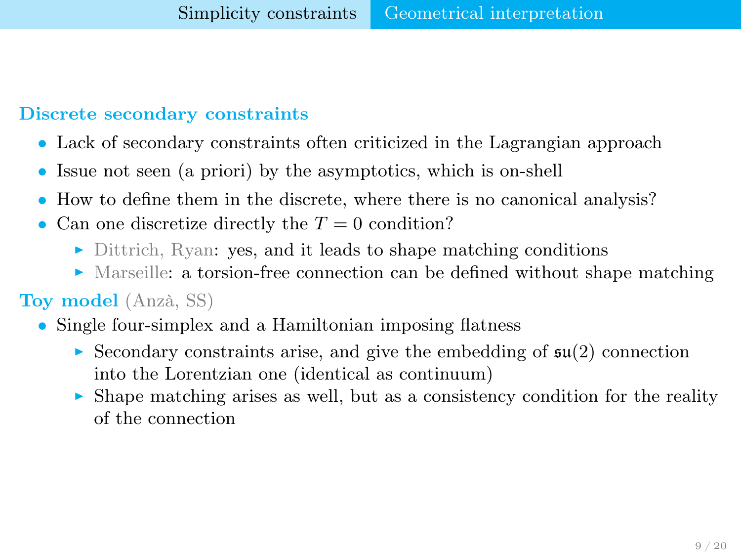**Discrete secondary constraints**

- Lack of secondary constraints often criticized in the Lagrangian approach
- Issue not seen (a priori) by the asymptotics, which is on-shell
- How to define them in the discrete, where there is no canonical analysis?
- Can one discretize directly the $T = 0$ condition?
  - Dittrich, Ryan: yes, and it leads to shape matching conditions
  - Marseille: a torsion-free connection can be defined without shape matching

**Toy model** (Anzà, SS)

- Single four-simplex and a Hamiltonian imposing flatness
  - Secondary constraints arise, and give the embedding of $\mathfrak{su}(2)$ connection into the Lorentzian one (identical as continuum)
  - Shape matching arises as well, but as a consistency condition for the reality of the connection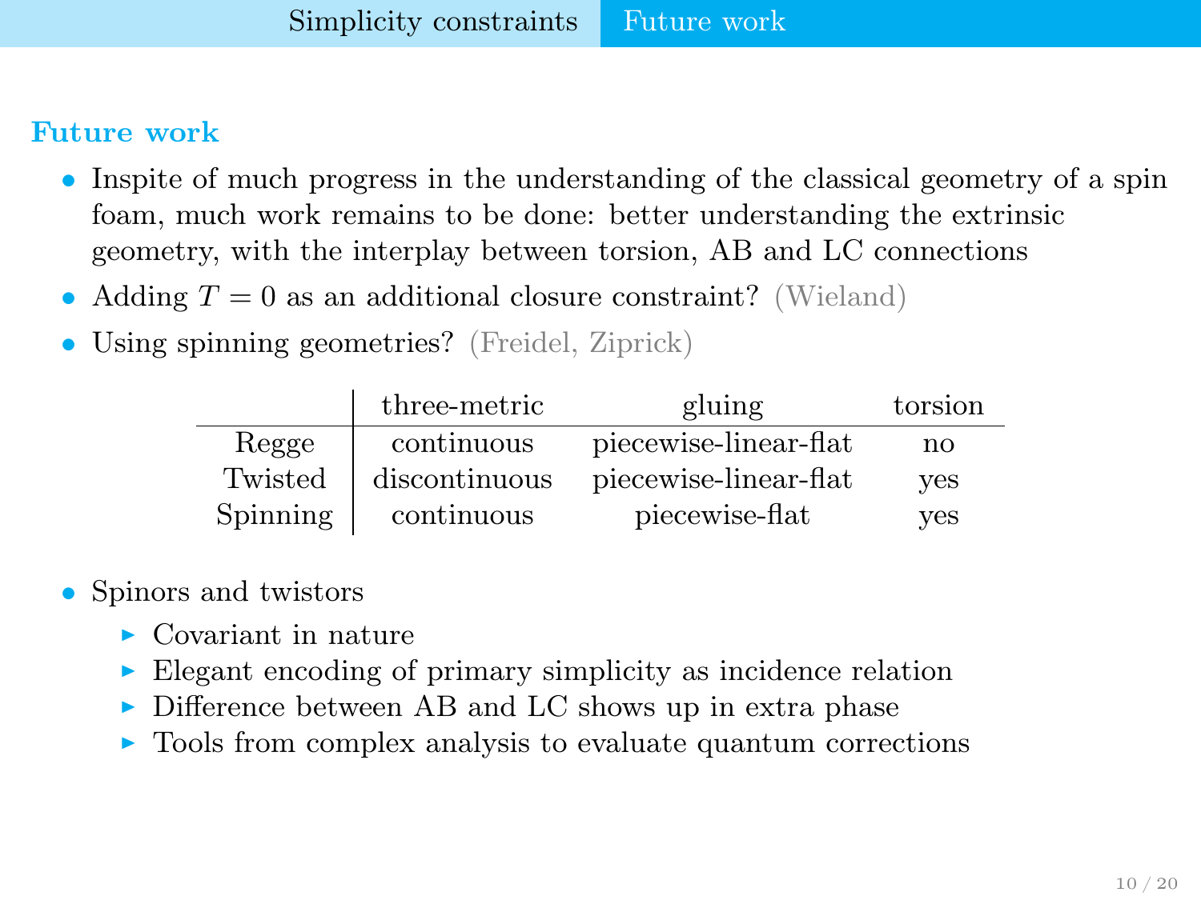## Future work

- Inspite of much progress in the understanding of the classical geometry of a spin foam, much work remains to be done: better understanding the extrinsic geometry, with the interplay between torsion, AB and LC connections
- Adding $T = 0$ as an additional closure constraint? (Wieland)
- Using spinning geometries? (Freidel, Ziprick)

| | three-metric | gluing | torsion |
|---|---|---|---|
| Regge | continuous | piecewise-linear-flat | no |
| Twisted | discontinuous | piecewise-linear-flat | yes |
| Spinning | continuous | piecewise-flat | yes |

- Spinors and twistors
  - Covariant in nature
  - Elegant encoding of primary simplicity as incidence relation
  - Difference between AB and LC shows up in extra phase
  - Tools from complex analysis to evaluate quantum corrections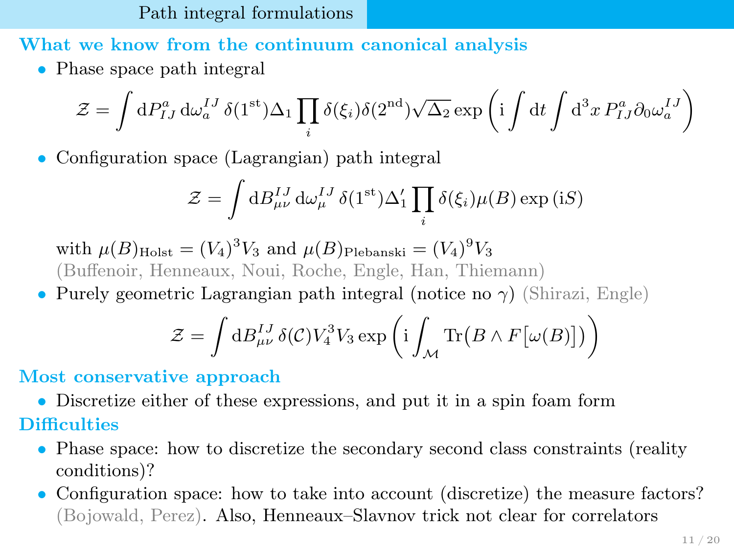## Path integral formulations

### What we know from the continuum canonical analysis

- Phase space path integral

$$\mathcal{Z} = \int \mathrm{d}P^a_{IJ}\,\mathrm{d}\omega^{IJ}_a\,\delta(1^{\mathrm{st}})\Delta_1 \prod_i \delta(\xi_i)\delta(2^{\mathrm{nd}})\sqrt{\Delta_2}\exp\left(\mathrm{i}\int \mathrm{d}t \int \mathrm{d}^3x\, P^a_{IJ}\partial_0\omega^{IJ}_a\right)$$

- Configuration space (Lagrangian) path integral

$$\mathcal{Z} = \int \mathrm{d}B^{IJ}_{\mu\nu}\,\mathrm{d}\omega^{IJ}_\mu\,\delta(1^{\mathrm{st}})\Delta'_1 \prod_i \delta(\xi_i)\mu(B)\exp\left(\mathrm{i}S\right)$$

  with $\mu(B)_{\mathrm{Holst}} = (V_4)^3 V_3$ and $\mu(B)_{\mathrm{Plebanski}} = (V_4)^9 V_3$
  (Buffenoir, Henneaux, Noui, Roche, Engle, Han, Thiemann)

- Purely geometric Lagrangian path integral (notice no $\gamma$) (Shirazi, Engle)

$$\mathcal{Z} = \int \mathrm{d}B^{IJ}_{\mu\nu}\,\delta(\mathcal{C})V_4^3 V_3 \exp\left(\mathrm{i}\int_{\mathcal{M}} \mathrm{Tr}\big(B\wedge F\big[\omega(B)\big]\big)\right)$$

### Most conservative approach

- Discretize either of these expressions, and put it in a spin foam form

### Difficulties

- Phase space: how to discretize the secondary second class constraints (reality conditions)?
- Configuration space: how to take into account (discretize) the measure factors? (Bojowald, Perez). Also, Henneaux–Slavnov trick not clear for correlators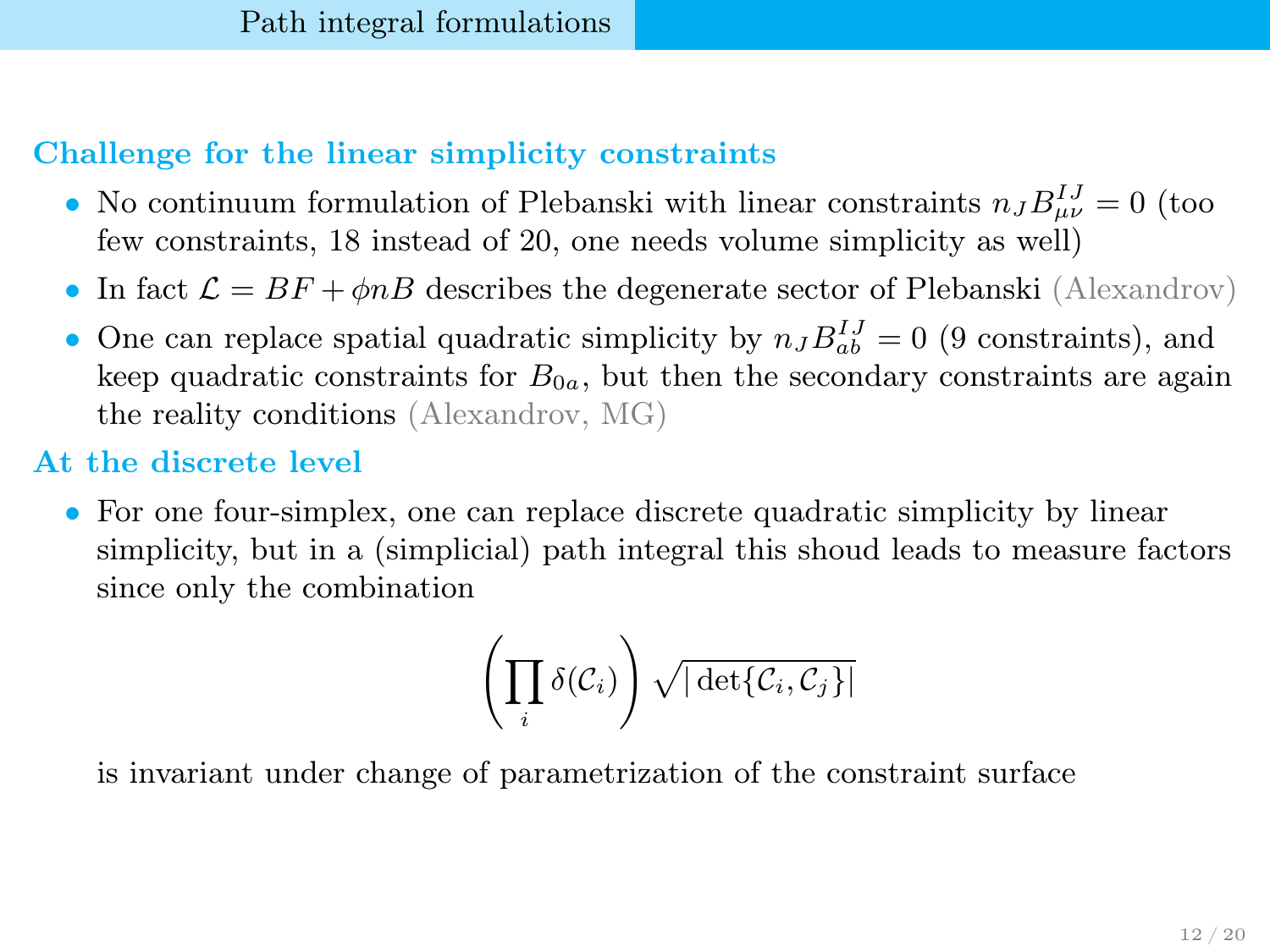## Challenge for the linear simplicity constraints

- No continuum formulation of Plebanski with linear constraints $n_J B^{IJ}_{\mu\nu} = 0$ (too few constraints, 18 instead of 20, one needs volume simplicity as well)
- In fact $\mathcal{L} = BF + \phi n B$ describes the degenerate sector of Plebanski (Alexandrov)
- One can replace spatial quadratic simplicity by $n_J B^{IJ}_{ab} = 0$ (9 constraints), and keep quadratic constraints for $B_{0a}$, but then the secondary constraints are again the reality conditions (Alexandrov, MG)

## At the discrete level

- For one four-simplex, one can replace discrete quadratic simplicity by linear simplicity, but in a (simplicial) path integral this shoud leads to measure factors since only the combination

$$\left(\prod_i \delta(\mathcal{C}_i)\right) \sqrt{|\det\{\mathcal{C}_i, \mathcal{C}_j\}|}$$

is invariant under change of parametrization of the constraint surface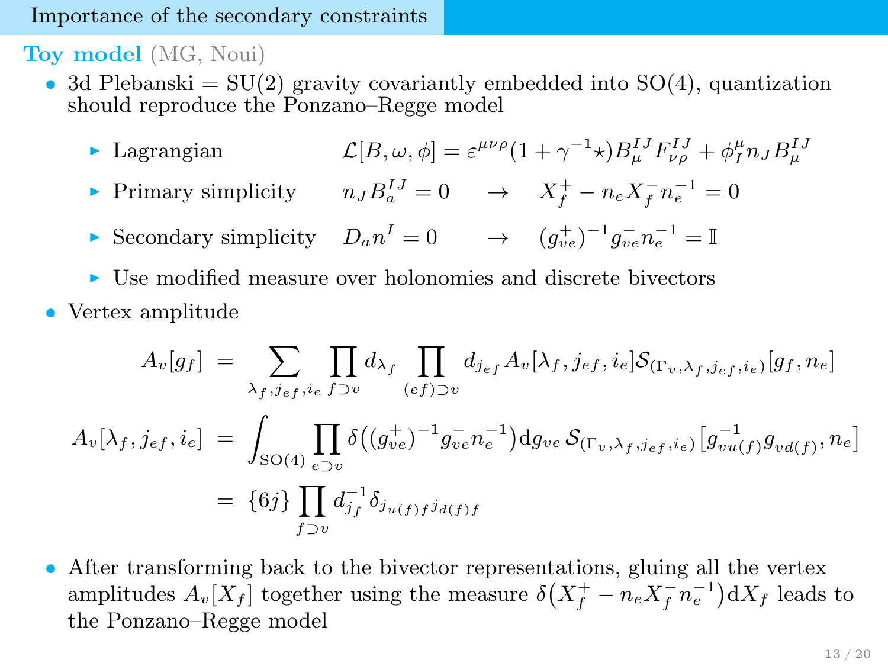## Importance of the secondary constraints

**Toy model** (MG, Noui)

- 3d Plebanski = SU(2) gravity covariantly embedded into SO(4), quantization should reproduce the Ponzano–Regge model
  - Lagrangian $\mathcal{L}[B,\omega,\phi] = \varepsilon^{\mu\nu\rho}(1+\gamma^{-1}\star)B^{IJ}_{\mu}F^{IJ}_{\nu\rho} + \phi^{\mu}_{I} n_J B^{IJ}_{\mu}$
  - Primary simplicity $n_J B^{IJ}_a = 0 \quad \rightarrow \quad X^+_f - n_e X^-_f n_e^{-1} = 0$
  - Secondary simplicity $D_a n^I = 0 \quad \rightarrow \quad (g^+_{ve})^{-1} g^-_{ve} n_e^{-1} = \mathbb{I}$
  - Use modified measure over holonomies and discrete bivectors
- Vertex amplitude

$$
A_v[g_f] = \sum_{\lambda_f, j_{ef}, i_e} \prod_{f \supset v} d_{\lambda_f} \prod_{(ef)\supset v} d_{j_{ef}} A_v[\lambda_f, j_{ef}, i_e] \mathcal{S}_{(\Gamma_v, \lambda_f, j_{ef}, i_e)}[g_f, n_e]
$$

$$
\begin{aligned}
A_v[\lambda_f, j_{ef}, i_e] &= \int_{\mathrm{SO}(4)} \prod_{e\supset v} \delta\big((g^+_{ve})^{-1} g^-_{ve} n_e^{-1}\big) \mathrm{d}g_{ve}\, \mathcal{S}_{(\Gamma_v, \lambda_f, j_{ef}, i_e)}\big[g^{-1}_{vu(f)} g_{vd(f)}, n_e\big] \\
&= \{6j\} \prod_{f\supset v} d^{-1}_{j_f} \delta_{j_{u(f)f} j_{d(f)f}}
\end{aligned}
$$

- After transforming back to the bivector representations, gluing all the vertex amplitudes $A_v[X_f]$ together using the measure $\delta\big(X^+_f - n_e X^-_f n_e^{-1}\big)\mathrm{d}X_f$ leads to the Ponzano–Regge model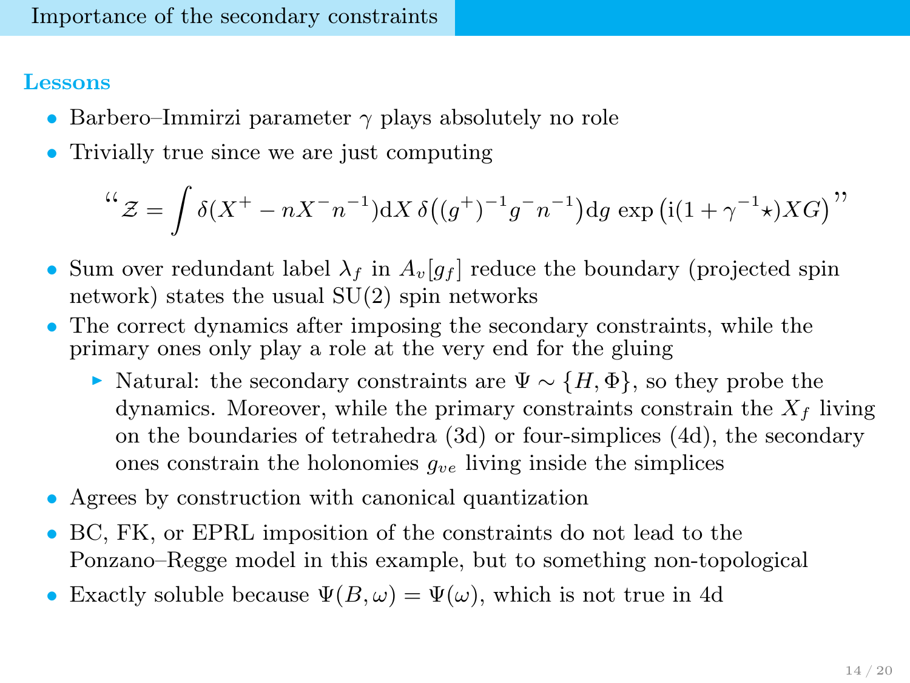## Importance of the secondary constraints

### Lessons

- Barbero–Immirzi parameter $\gamma$ plays absolutely no role
- Trivially true since we are just computing

$$\text{``}\mathcal{Z} = \int \delta(X^+ - nX^- n^{-1})\mathrm{d}X\, \delta\big((g^+)^{-1} g^- n^{-1}\big)\mathrm{d}g\, \exp\big(\mathrm{i}(1 + \gamma^{-1}\star)XG\big)\text{''}$$

- Sum over redundant label $\lambda_f$ in $A_v[g_f]$ reduce the boundary (projected spin network) states the usual SU(2) spin networks
- The correct dynamics after imposing the secondary constraints, while the primary ones only play a role at the very end for the gluing
  - Natural: the secondary constraints are $\Psi \sim \{H, \Phi\}$, so they probe the dynamics. Moreover, while the primary constraints constrain the $X_f$ living on the boundaries of tetrahedra (3d) or four-simplices (4d), the secondary ones constrain the holonomies $g_{ve}$ living inside the simplices
- Agrees by construction with canonical quantization
- BC, FK, or EPRL imposition of the constraints do not lead to the Ponzano–Regge model in this example, but to something non-topological
- Exactly soluble because $\Psi(B, \omega) = \Psi(\omega)$, which is not true in 4d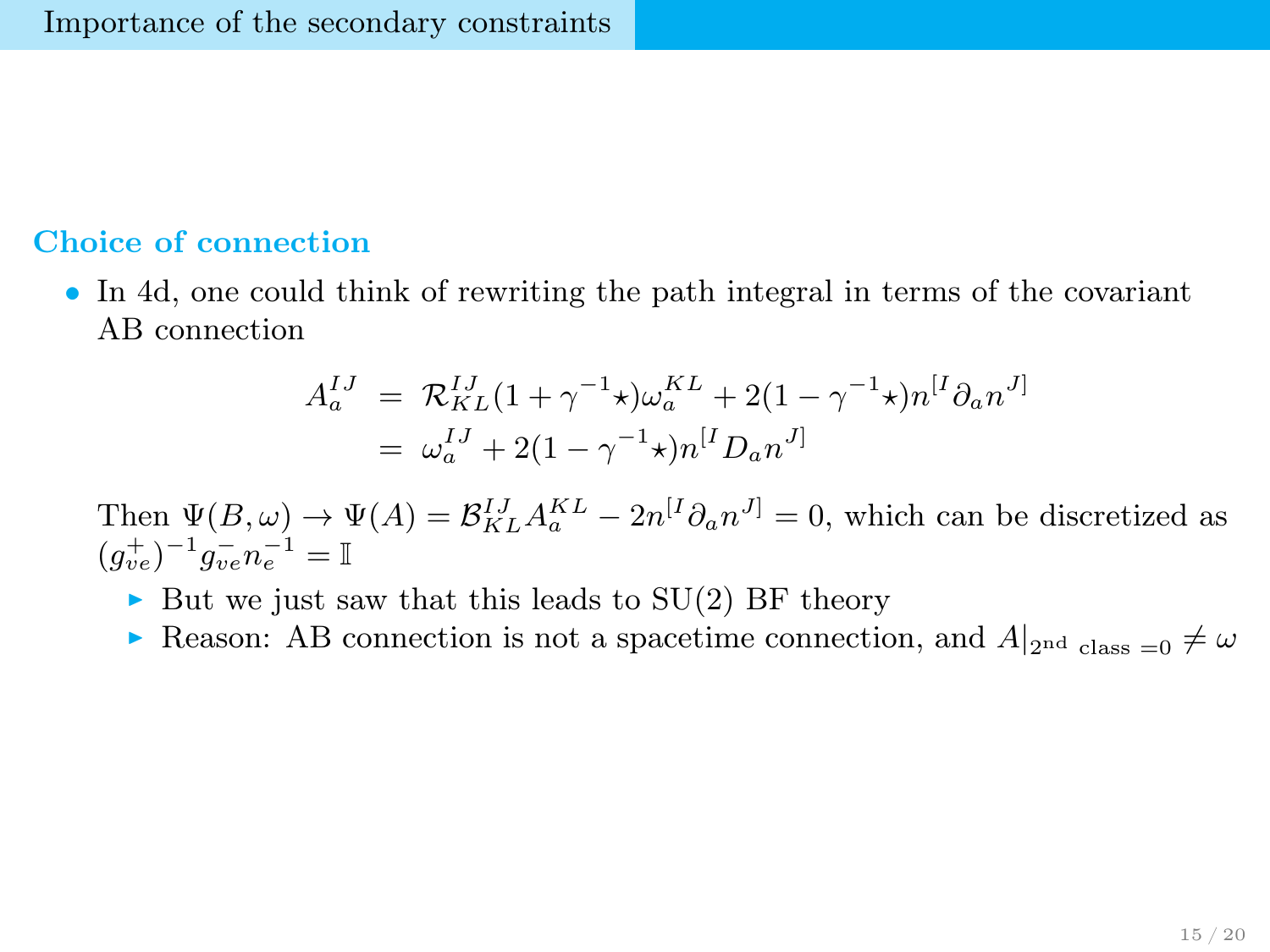## Importance of the secondary constraints

### Choice of connection

- In 4d, one could think of rewriting the path integral in terms of the covariant AB connection

$$
\begin{aligned}
A_a^{IJ} &= \mathcal{R}^{IJ}_{KL}(1+\gamma^{-1}\star)\omega_a^{KL} + 2(1-\gamma^{-1}\star)n^{[I}\partial_a n^{J]} \\
&= \omega_a^{IJ} + 2(1-\gamma^{-1}\star)n^{[I}D_a n^{J]}
\end{aligned}
$$

  Then $\Psi(B,\omega) \to \Psi(A) = \mathcal{B}^{IJ}_{KL}A_a^{KL} - 2n^{[I}\partial_a n^{J]} = 0$, which can be discretized as $(g_{ve}^{+})^{-1}g_{ve}^{-}n_e^{-1} = \mathbb{I}$

  - But we just saw that this leads to SU(2) BF theory
  - Reason: AB connection is not a spacetime connection, and $A|_{2^{\text{nd}}\ \text{class}\ =0} \neq \omega$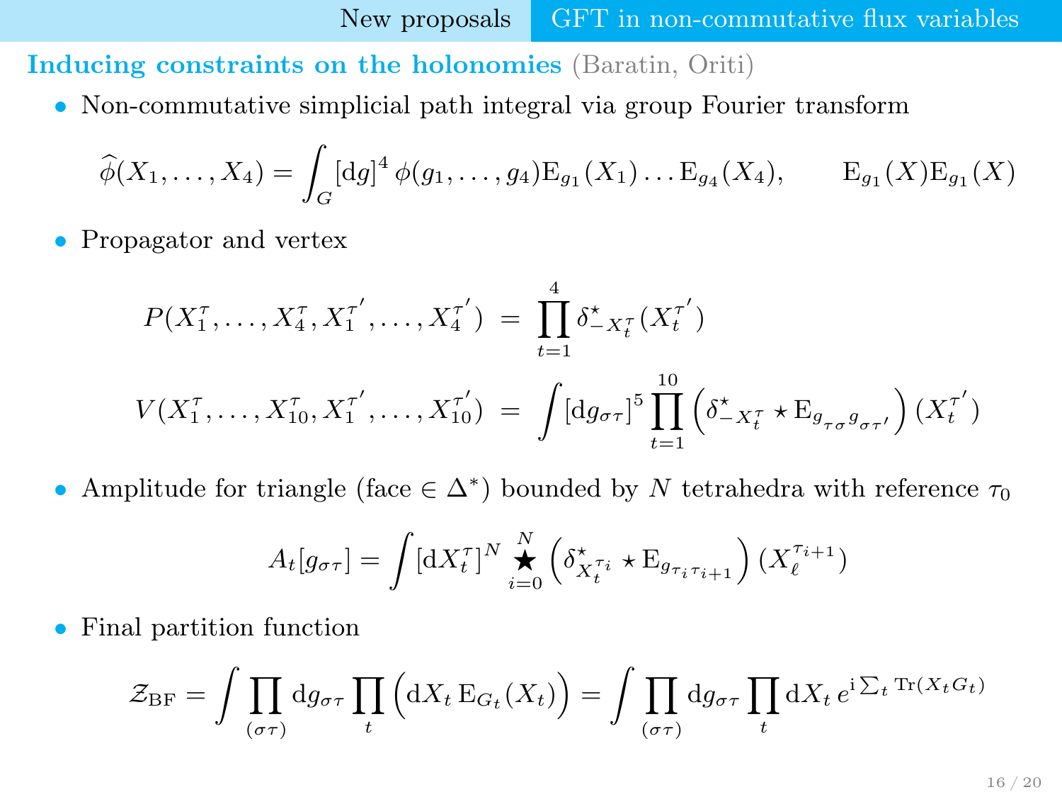## Inducing constraints on the holonomies (Baratin, Oriti)

- Non-commutative simplicial path integral via group Fourier transform

$$\widehat{\phi}(X_1,\ldots,X_4) = \int_G [\mathrm{d}g]^4\, \phi(g_1,\ldots,g_4)\mathrm{E}_{g_1}(X_1)\ldots\mathrm{E}_{g_4}(X_4), \qquad \mathrm{E}_{g_1}(X)\mathrm{E}_{g_1}(X)$$

- Propagator and vertex

$$P(X_1^\tau,\ldots,X_4^\tau,X_1^{\tau'},\ldots,X_4^{\tau'}) = \prod_{t=1}^{4} \delta^\star_{-X_t^\tau}(X_t^{\tau'})$$

$$V(X_1^\tau,\ldots,X_{10}^\tau,X_1^{\tau'},\ldots,X_{10}^{\tau'}) = \int [\mathrm{d}g_{\sigma\tau}]^5 \prod_{t=1}^{10} \left(\delta^\star_{-X_t^\tau} \star \mathrm{E}_{g_{\tau\sigma}g_{\sigma\tau'}}\right)(X_t^{\tau'})$$

- Amplitude for triangle (face $\in \Delta^*$) bounded by $N$ tetrahedra with reference $\tau_0$

$$A_t[g_{\sigma\tau}] = \int [\mathrm{d}X_t^\tau]^N \mathop{\bigstar}_{i=0}^{N} \left(\delta^\star_{X_t^{\tau_i}} \star \mathrm{E}_{g_{\tau_i\tau_{i+1}}}\right)(X_\ell^{\tau_{i+1}})$$

- Final partition function

$$\mathcal{Z}_{\mathrm{BF}} = \int \prod_{(\sigma\tau)} \mathrm{d}g_{\sigma\tau} \prod_t \left(\mathrm{d}X_t\, \mathrm{E}_{G_t}(X_t)\right) = \int \prod_{(\sigma\tau)} \mathrm{d}g_{\sigma\tau} \prod_t \mathrm{d}X_t\, e^{\mathrm{i}\sum_t \mathrm{Tr}(X_t G_t)}$$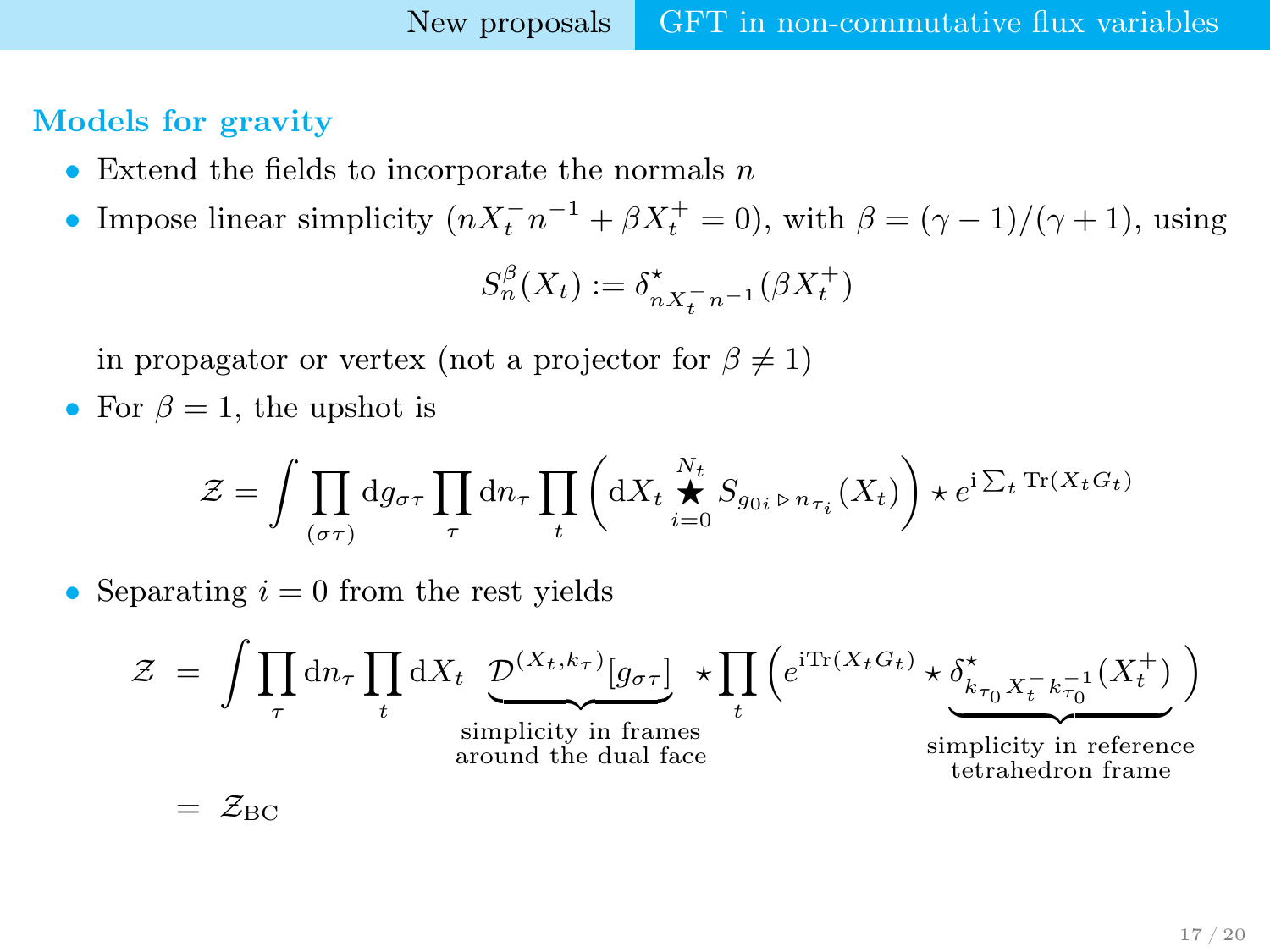## Models for gravity

- Extend the fields to incorporate the normals $n$
- Impose linear simplicity ($nX_t^- n^{-1} + \beta X_t^+ = 0$), with $\beta = (\gamma - 1)/(\gamma + 1)$, using

$$S_n^\beta(X_t) := \delta^\star_{nX_t^- n^{-1}}(\beta X_t^+)$$

  in propagator or vertex (not a projector for $\beta \neq 1$)

- For $\beta = 1$, the upshot is

$$\mathcal{Z} = \int \prod_{(\sigma\tau)} \mathrm{d}g_{\sigma\tau} \prod_\tau \mathrm{d}n_\tau \prod_t \left( \mathrm{d}X_t \mathop{\bigstar}_{i=0}^{N_t} S_{g_{0i} \triangleright n_{\tau_i}}(X_t) \right) \star e^{\mathrm{i}\sum_t \mathrm{Tr}(X_t G_t)}$$

- Separating $i = 0$ from the rest yields

$$\mathcal{Z} = \int \prod_\tau \mathrm{d}n_\tau \prod_t \mathrm{d}X_t \underbrace{\mathcal{D}^{(X_t, k_\tau)}[g_{\sigma\tau}]}_{\substack{\text{simplicity in frames} \\ \text{around the dual face}}} \star \prod_t \left( e^{\mathrm{i}\mathrm{Tr}(X_t G_t)} \star \underbrace{\delta^\star_{k_{\tau_0} X_t^- k_{\tau_0}^{-1}}(X_t^+)}_{\substack{\text{simplicity in reference} \\ \text{tetrahedron frame}}} \right)$$

$$= \mathcal{Z}_{\mathrm{BC}}$$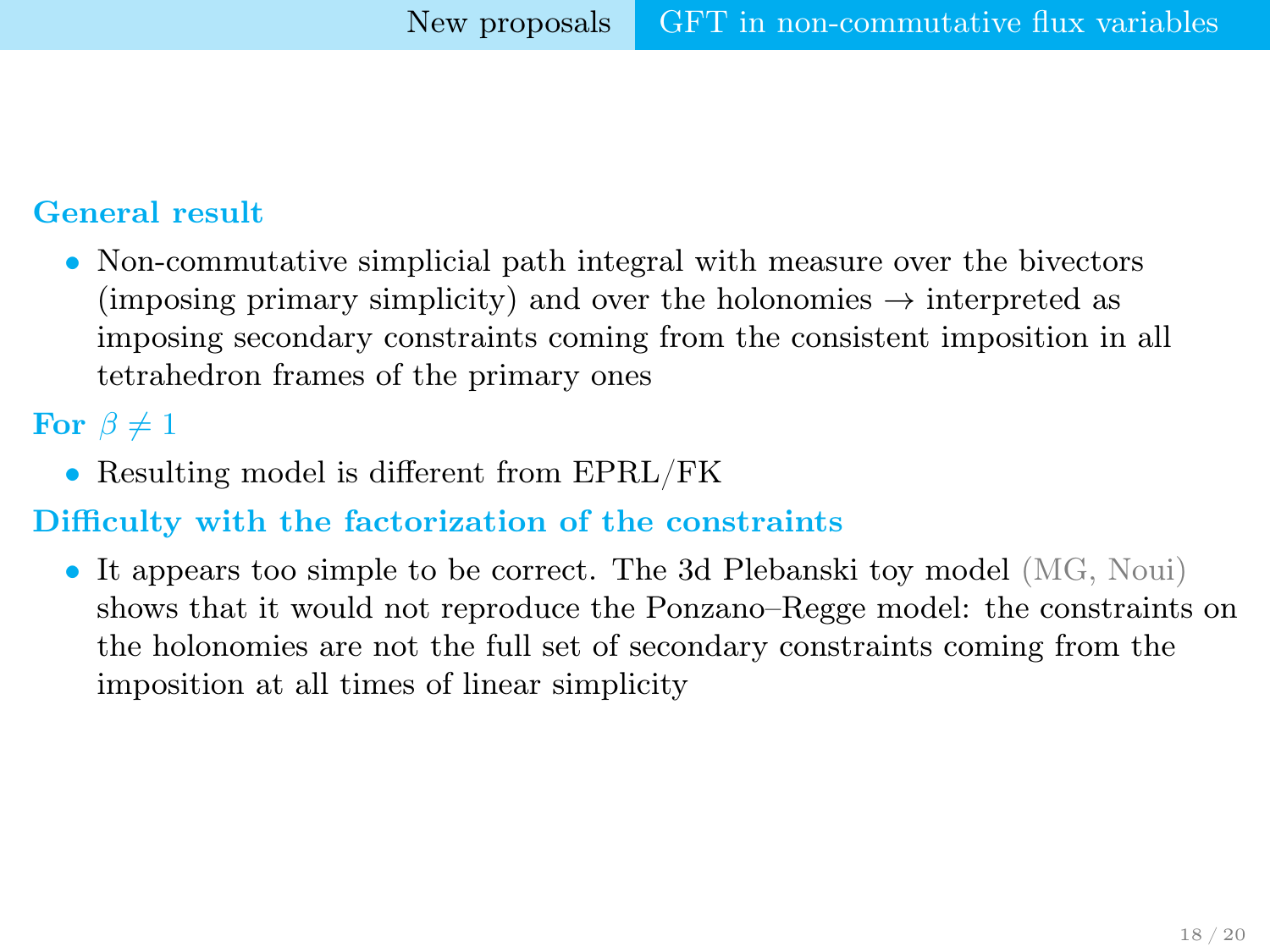**General result**

- Non-commutative simplicial path integral with measure over the bivectors (imposing primary simplicity) and over the holonomies → interpreted as imposing secondary constraints coming from the consistent imposition in all tetrahedron frames of the primary ones

**For $\beta \neq 1$**

- Resulting model is different from EPRL/FK

**Difficulty with the factorization of the constraints**

- It appears too simple to be correct. The 3d Plebanski toy model (MG, Noui) shows that it would not reproduce the Ponzano–Regge model: the constraints on the holonomies are not the full set of secondary constraints coming from the imposition at all times of linear simplicity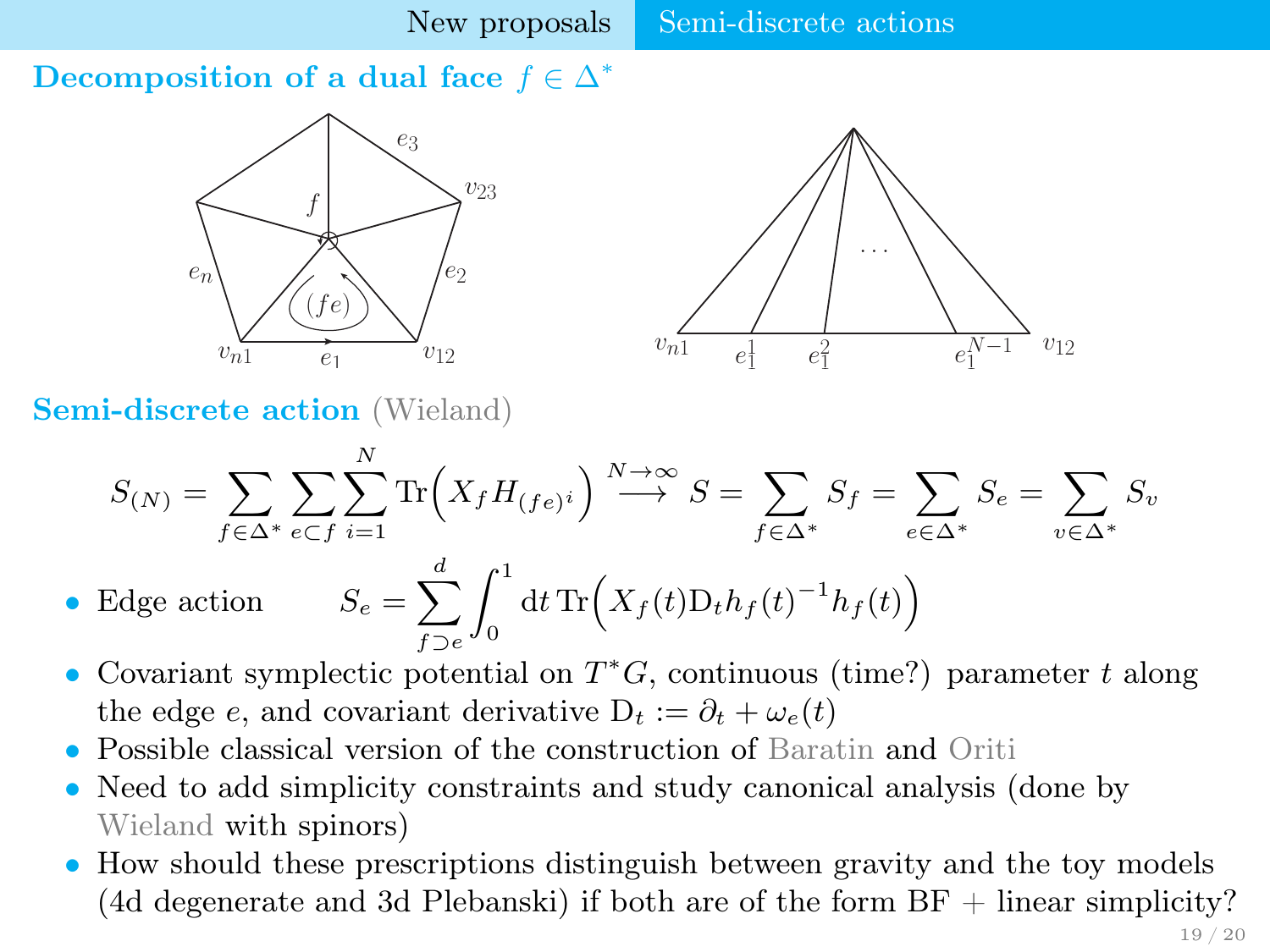**Decomposition of a dual face $f \in \Delta^*$**

**Semi-discrete action** (Wieland)

$$S_{(N)} = \sum_{f\in\Delta^*} \sum_{e\subset f} \sum_{i=1}^{N} \mathrm{Tr}\Big(X_f H_{(fe)^i}\Big) \xrightarrow{N\to\infty} S = \sum_{f\in\Delta^*} S_f = \sum_{e\in\Delta^*} S_e = \sum_{v\in\Delta^*} S_v$$

- Edge action $\qquad S_e = \displaystyle\sum_{f\supset e}^{d} \int_0^1 \mathrm{d}t\, \mathrm{Tr}\Big(X_f(t) \mathrm{D}_t h_f(t)^{-1} h_f(t)\Big)$
- Covariant symplectic potential on $T^*G$, continuous (time?) parameter $t$ along the edge $e$, and covariant derivative $\mathrm{D}_t := \partial_t + \omega_e(t)$
- Possible classical version of the construction of Baratin and Oriti
- Need to add simplicity constraints and study canonical analysis (done by Wieland with spinors)
- How should these prescriptions distinguish between gravity and the toy models (4d degenerate and 3d Plebanski) if both are of the form BF + linear simplicity?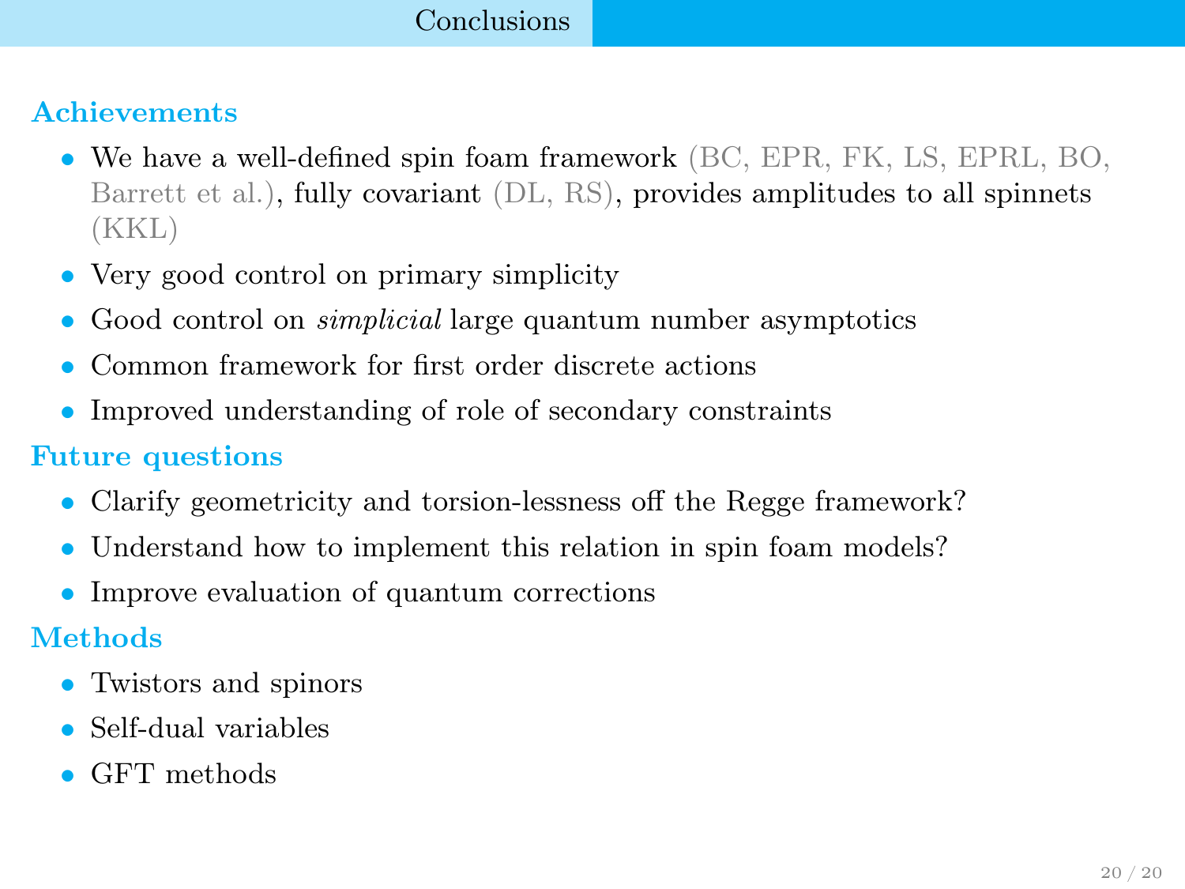# Conclusions

## Achievements

- We have a well-defined spin foam framework (BC, EPR, FK, LS, EPRL, BO, Barrett et al.), fully covariant (DL, RS), provides amplitudes to all spinnets (KKL)
- Very good control on primary simplicity
- Good control on *simplicial* large quantum number asymptotics
- Common framework for first order discrete actions
- Improved understanding of role of secondary constraints

## Future questions

- Clarify geometricity and torsion-lessness off the Regge framework?
- Understand how to implement this relation in spin foam models?
- Improve evaluation of quantum corrections

## Methods

- Twistors and spinors
- Self-dual variables
- GFT methods